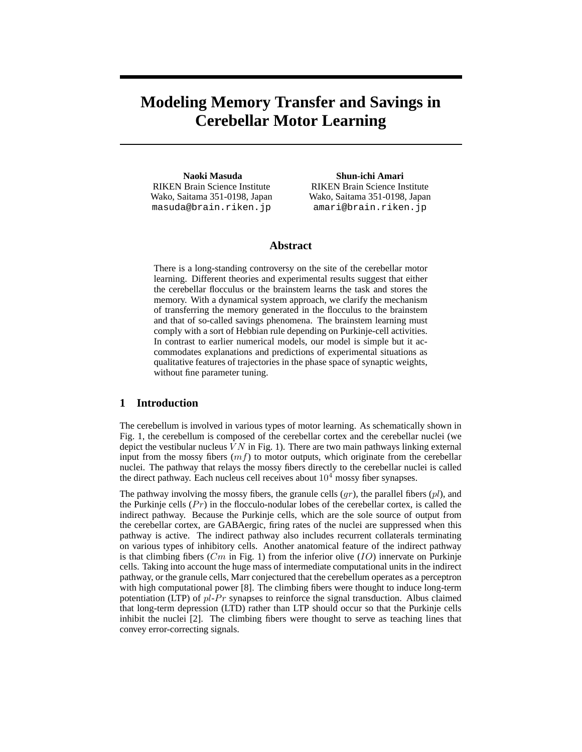# Modeling Memory Transfer and Savings in Cerebellar Motor Learning

**Naoki Masuda**
RIKEN Brain Science Institute
Wako, Saitama 351-0198, Japan
masuda@brain.riken.jp

**Shun-ichi Amari**
RIKEN Brain Science Institute
Wako, Saitama 351-0198, Japan
amari@brain.riken.jp

## Abstract

There is a long-standing controversy on the site of the cerebellar motor learning. Different theories and experimental results suggest that either the cerebellar flocculus or the brainstem learns the task and stores the memory. With a dynamical system approach, we clarify the mechanism of transferring the memory generated in the flocculus to the brainstem and that of so-called savings phenomena. The brainstem learning must comply with a sort of Hebbian rule depending on Purkinje-cell activities. In contrast to earlier numerical models, our model is simple but it accommodates explanations and predictions of experimental situations as qualitative features of trajectories in the phase space of synaptic weights, without fine parameter tuning.

## 1 Introduction

The cerebellum is involved in various types of motor learning. As schematically shown in Fig. 1, the cerebellum is composed of the cerebellar cortex and the cerebellar nuclei (we depict the vestibular nucleus $VN$ in Fig. 1). There are two main pathways linking external input from the mossy fibers ($mf$) to motor outputs, which originate from the cerebellar nuclei. The pathway that relays the mossy fibers directly to the cerebellar nuclei is called the direct pathway. Each nucleus cell receives about $10^4$ mossy fiber synapses.

The pathway involving the mossy fibers, the granule cells ($gr$), the parallel fibers ($pl$), and the Purkinje cells ($Pr$) in the flocculo-nodular lobes of the cerebellar cortex, is called the indirect pathway. Because the Purkinje cells, which are the sole source of output from the cerebellar cortex, are GABAergic, firing rates of the nuclei are suppressed when this pathway is active. The indirect pathway also includes recurrent collaterals terminating on various types of inhibitory cells. Another anatomical feature of the indirect pathway is that climbing fibers ($Cm$ in Fig. 1) from the inferior olive ($IO$) innervate on Purkinje cells. Taking into account the huge mass of intermediate computational units in the indirect pathway, or the granule cells, Marr conjectured that the cerebellum operates as a perceptron with high computational power [8]. The climbing fibers were thought to induce long-term potentiation (LTP) of $pl$-$Pr$ synapses to reinforce the signal transduction. Albus claimed that long-term depression (LTD) rather than LTP should occur so that the Purkinje cells inhibit the nuclei [2]. The climbing fibers were thought to serve as teaching lines that convey error-correcting signals.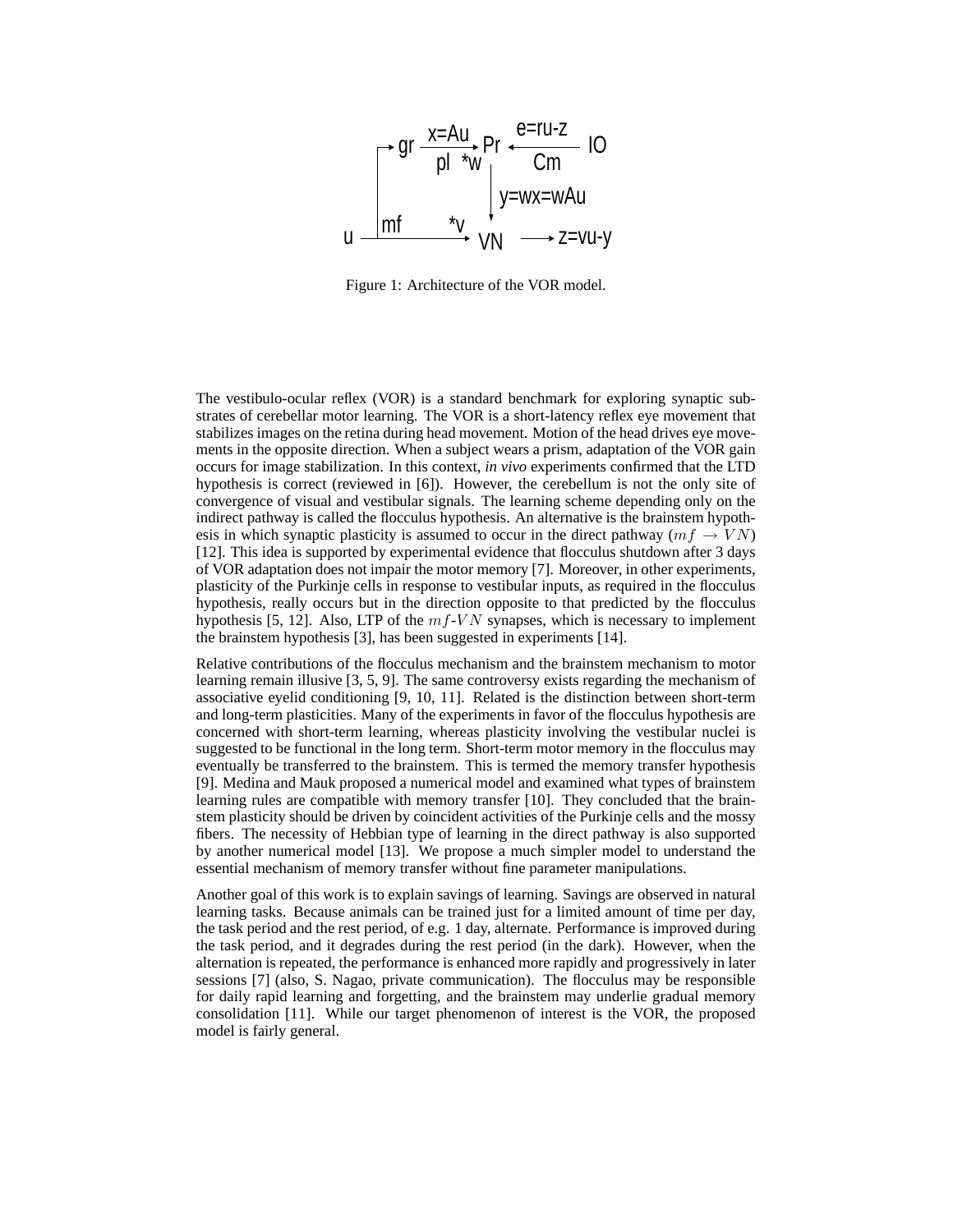Figure 1: Architecture of the VOR model.

The vestibulo-ocular reflex (VOR) is a standard benchmark for exploring synaptic substrates of cerebellar motor learning. The VOR is a short-latency reflex eye movement that stabilizes images on the retina during head movement. Motion of the head drives eye movements in the opposite direction. When a subject wears a prism, adaptation of the VOR gain occurs for image stabilization. In this context, *in vivo* experiments confirmed that the LTD hypothesis is correct (reviewed in [6]). However, the cerebellum is not the only site of convergence of visual and vestibular signals. The learning scheme depending only on the indirect pathway is called the flocculus hypothesis. An alternative is the brainstem hypothesis in which synaptic plasticity is assumed to occur in the direct pathway ($mf \rightarrow VN$) [12]. This idea is supported by experimental evidence that flocculus shutdown after 3 days of VOR adaptation does not impair the motor memory [7]. Moreover, in other experiments, plasticity of the Purkinje cells in response to vestibular inputs, as required in the flocculus hypothesis, really occurs but in the direction opposite to that predicted by the flocculus hypothesis [5, 12]. Also, LTP of the $mf$-$VN$ synapses, which is necessary to implement the brainstem hypothesis [3], has been suggested in experiments [14].

Relative contributions of the flocculus mechanism and the brainstem mechanism to motor learning remain illusive [3, 5, 9]. The same controversy exists regarding the mechanism of associative eyelid conditioning [9, 10, 11]. Related is the distinction between short-term and long-term plasticities. Many of the experiments in favor of the flocculus hypothesis are concerned with short-term learning, whereas plasticity involving the vestibular nuclei is suggested to be functional in the long term. Short-term motor memory in the flocculus may eventually be transferred to the brainstem. This is termed the memory transfer hypothesis [9]. Medina and Mauk proposed a numerical model and examined what types of brainstem learning rules are compatible with memory transfer [10]. They concluded that the brainstem plasticity should be driven by coincident activities of the Purkinje cells and the mossy fibers. The necessity of Hebbian type of learning in the direct pathway is also supported by another numerical model [13]. We propose a much simpler model to understand the essential mechanism of memory transfer without fine parameter manipulations.

Another goal of this work is to explain savings of learning. Savings are observed in natural learning tasks. Because animals can be trained just for a limited amount of time per day, the task period and the rest period, of e.g. 1 day, alternate. Performance is improved during the task period, and it degrades during the rest period (in the dark). However, when the alternation is repeated, the performance is enhanced more rapidly and progressively in later sessions [7] (also, S. Nagao, private communication). The flocculus may be responsible for daily rapid learning and forgetting, and the brainstem may underlie gradual memory consolidation [11]. While our target phenomenon of interest is the VOR, the proposed model is fairly general.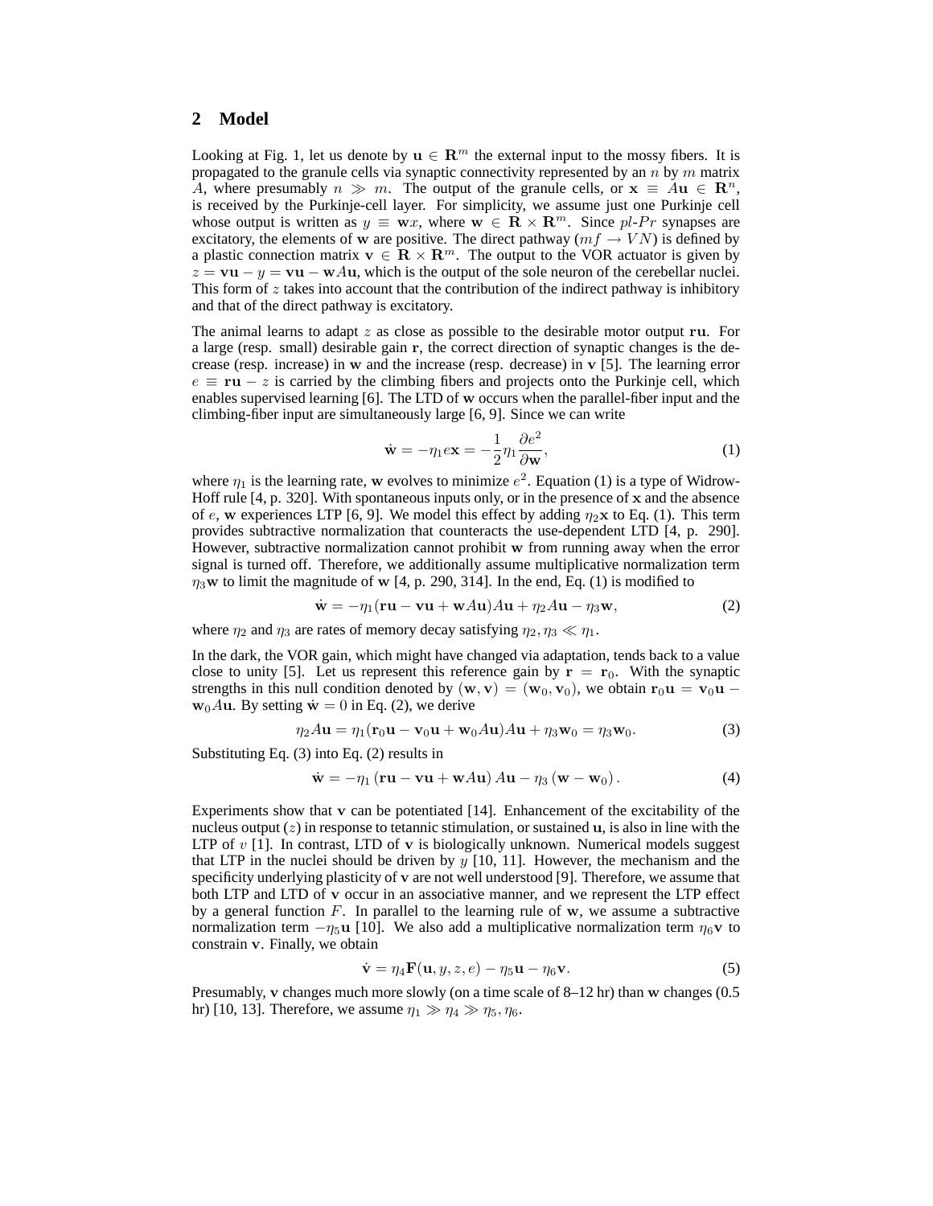## 2 Model

Looking at Fig. 1, let us denote by $\mathbf{u} \in \mathbf{R}^m$ the external input to the mossy fibers. It is propagated to the granule cells via synaptic connectivity represented by an $n$ by $m$ matrix $A$, where presumably $n \gg m$. The output of the granule cells, or $\mathbf{x} \equiv A\mathbf{u} \in \mathbf{R}^n$, is received by the Purkinje-cell layer. For simplicity, we assume just one Purkinje cell whose output is written as $y \equiv \mathbf{w}x$, where $\mathbf{w} \in \mathbf{R} \times \mathbf{R}^m$. Since $pl$-$Pr$ synapses are excitatory, the elements of $\mathbf{w}$ are positive. The direct pathway ($mf \to VN$) is defined by a plastic connection matrix $\mathbf{v} \in \mathbf{R} \times \mathbf{R}^m$. The output to the VOR actuator is given by $z = \mathbf{v}\mathbf{u} - y = \mathbf{v}\mathbf{u} - \mathbf{w}A\mathbf{u}$, which is the output of the sole neuron of the cerebellar nuclei. This form of $z$ takes into account that the contribution of the indirect pathway is inhibitory and that of the direct pathway is excitatory.

The animal learns to adapt $z$ as close as possible to the desirable motor output $\mathbf{r}\mathbf{u}$. For a large (resp. small) desirable gain $\mathbf{r}$, the correct direction of synaptic changes is the decrease (resp. increase) in $\mathbf{w}$ and the increase (resp. decrease) in $\mathbf{v}$ [5]. The learning error $e \equiv \mathbf{r}\mathbf{u} - z$ is carried by the climbing fibers and projects onto the Purkinje cell, which enables supervised learning [6]. The LTD of $\mathbf{w}$ occurs when the parallel-fiber input and the climbing-fiber input are simultaneously large [6, 9]. Since we can write

$$\dot{\mathbf{w}} = -\eta_1 e\mathbf{x} = -\frac{1}{2}\eta_1 \frac{\partial e^2}{\partial \mathbf{w}}, \tag{1}$$

where $\eta_1$ is the learning rate, $\mathbf{w}$ evolves to minimize $e^2$. Equation (1) is a type of Widrow-Hoff rule [4, p. 320]. With spontaneous inputs only, or in the presence of $\mathbf{x}$ and the absence of $e$, $\mathbf{w}$ experiences LTP [6, 9]. We model this effect by adding $\eta_2\mathbf{x}$ to Eq. (1). This term provides subtractive normalization that counteracts the use-dependent LTD [4, p. 290]. However, subtractive normalization cannot prohibit $\mathbf{w}$ from running away when the error signal is turned off. Therefore, we additionally assume multiplicative normalization term $\eta_3\mathbf{w}$ to limit the magnitude of $\mathbf{w}$ [4, p. 290, 314]. In the end, Eq. (1) is modified to

$$\dot{\mathbf{w}} = -\eta_1(\mathbf{r}\mathbf{u} - \mathbf{v}\mathbf{u} + \mathbf{w}A\mathbf{u})A\mathbf{u} + \eta_2 A\mathbf{u} - \eta_3\mathbf{w}, \tag{2}$$

where $\eta_2$ and $\eta_3$ are rates of memory decay satisfying $\eta_2, \eta_3 \ll \eta_1$.

In the dark, the VOR gain, which might have changed via adaptation, tends back to a value close to unity [5]. Let us represent this reference gain by $\mathbf{r} = \mathbf{r}_0$. With the synaptic strengths in this null condition denoted by $(\mathbf{w}, \mathbf{v}) = (\mathbf{w}_0, \mathbf{v}_0)$, we obtain $\mathbf{r}_0\mathbf{u} = \mathbf{v}_0\mathbf{u} - \mathbf{w}_0 A\mathbf{u}$. By setting $\dot{\mathbf{w}} = 0$ in Eq. (2), we derive

$$\eta_2 A\mathbf{u} = \eta_1(\mathbf{r}_0\mathbf{u} - \mathbf{v}_0\mathbf{u} + \mathbf{w}_0 A\mathbf{u})A\mathbf{u} + \eta_3\mathbf{w}_0 = \eta_3\mathbf{w}_0. \tag{3}$$

Substituting Eq. (3) into Eq. (2) results in

$$\dot{\mathbf{w}} = -\eta_1\left(\mathbf{r}\mathbf{u} - \mathbf{v}\mathbf{u} + \mathbf{w}A\mathbf{u}\right)A\mathbf{u} - \eta_3\left(\mathbf{w} - \mathbf{w}_0\right). \tag{4}$$

Experiments show that $\mathbf{v}$ can be potentiated [14]. Enhancement of the excitability of the nucleus output ($z$) in response to tetannic stimulation, or sustained $\mathbf{u}$, is also in line with the LTP of $v$ [1]. In contrast, LTD of $\mathbf{v}$ is biologically unknown. Numerical models suggest that LTP in the nuclei should be driven by $y$ [10, 11]. However, the mechanism and the specificity underlying plasticity of $\mathbf{v}$ are not well understood [9]. Therefore, we assume that both LTP and LTD of $\mathbf{v}$ occur in an associative manner, and we represent the LTP effect by a general function $F$. In parallel to the learning rule of $\mathbf{w}$, we assume a subtractive normalization term $-\eta_5\mathbf{u}$ [10]. We also add a multiplicative normalization term $\eta_6\mathbf{v}$ to constrain $\mathbf{v}$. Finally, we obtain

$$\dot{\mathbf{v}} = \eta_4\mathbf{F}(\mathbf{u}, y, z, e) - \eta_5\mathbf{u} - \eta_6\mathbf{v}. \tag{5}$$

Presumably, $\mathbf{v}$ changes much more slowly (on a time scale of 8–12 hr) than $\mathbf{w}$ changes (0.5 hr) [10, 13]. Therefore, we assume $\eta_1 \gg \eta_4 \gg \eta_5, \eta_6$.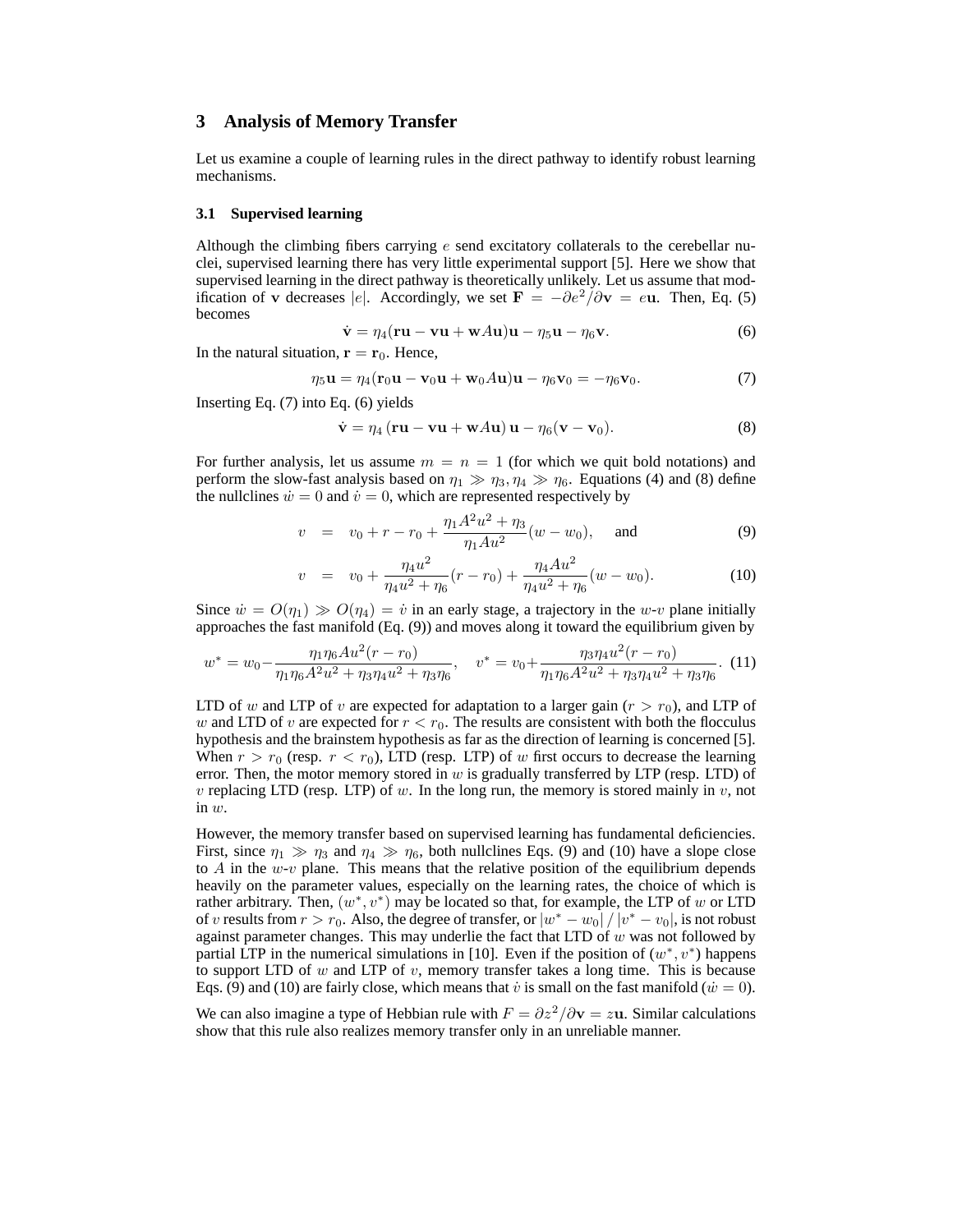## 3 Analysis of Memory Transfer

Let us examine a couple of learning rules in the direct pathway to identify robust learning mechanisms.

### 3.1 Supervised learning

Although the climbing fibers carrying $e$ send excitatory collaterals to the cerebellar nuclei, supervised learning there has very little experimental support [5]. Here we show that supervised learning in the direct pathway is theoretically unlikely. Let us assume that modification of $\mathbf{v}$ decreases $|e|$. Accordingly, we set $\mathbf{F} = -\partial e^2/\partial \mathbf{v} = e\mathbf{u}$. Then, Eq. (5) becomes

$$\dot{\mathbf{v}} = \eta_4(\mathbf{r}\mathbf{u} - \mathbf{v}\mathbf{u} + \mathbf{w}A\mathbf{u})\mathbf{u} - \eta_5\mathbf{u} - \eta_6\mathbf{v}. \tag{6}$$

In the natural situation, $\mathbf{r} = \mathbf{r}_0$. Hence,

$$\eta_5\mathbf{u} = \eta_4(\mathbf{r}_0\mathbf{u} - \mathbf{v}_0\mathbf{u} + \mathbf{w}_0A\mathbf{u})\mathbf{u} - \eta_6\mathbf{v}_0 = -\eta_6\mathbf{v}_0. \tag{7}$$

Inserting Eq. (7) into Eq. (6) yields

$$\dot{\mathbf{v}} = \eta_4\left(\mathbf{r}\mathbf{u} - \mathbf{v}\mathbf{u} + \mathbf{w}A\mathbf{u}\right)\mathbf{u} - \eta_6(\mathbf{v} - \mathbf{v}_0). \tag{8}$$

For further analysis, let us assume $m = n = 1$ (for which we quit bold notations) and perform the slow-fast analysis based on $\eta_1 \gg \eta_3, \eta_4 \gg \eta_6$. Equations (4) and (8) define the nullclines $\dot{w} = 0$ and $\dot{v} = 0$, which are represented respectively by

$$v = v_0 + r - r_0 + \frac{\eta_1 A^2 u^2 + \eta_3}{\eta_1 A u^2}(w - w_0), \quad \text{and} \tag{9}$$

$$v = v_0 + \frac{\eta_4 u^2}{\eta_4 u^2 + \eta_6}(r - r_0) + \frac{\eta_4 A u^2}{\eta_4 u^2 + \eta_6}(w - w_0). \tag{10}$$

Since $\dot{w} = O(\eta_1) \gg O(\eta_4) = \dot{v}$ in an early stage, a trajectory in the $w$-$v$ plane initially approaches the fast manifold (Eq. (9)) and moves along it toward the equilibrium given by

$$w^* = w_0 - \frac{\eta_1\eta_6 A u^2(r - r_0)}{\eta_1\eta_6 A^2 u^2 + \eta_3\eta_4 u^2 + \eta_3\eta_6}, \quad v^* = v_0 + \frac{\eta_3\eta_4 u^2(r - r_0)}{\eta_1\eta_6 A^2 u^2 + \eta_3\eta_4 u^2 + \eta_3\eta_6}. \tag{11}$$

LTD of $w$ and LTP of $v$ are expected for adaptation to a larger gain ($r > r_0$), and LTP of $w$ and LTD of $v$ are expected for $r < r_0$. The results are consistent with both the flocculus hypothesis and the brainstem hypothesis as far as the direction of learning is concerned [5]. When $r > r_0$ (resp. $r < r_0$), LTD (resp. LTP) of $w$ first occurs to decrease the learning error. Then, the motor memory stored in $w$ is gradually transferred by LTP (resp. LTD) of $v$ replacing LTD (resp. LTP) of $w$. In the long run, the memory is stored mainly in $v$, not in $w$.

However, the memory transfer based on supervised learning has fundamental deficiencies. First, since $\eta_1 \gg \eta_3$ and $\eta_4 \gg \eta_6$, both nullclines Eqs. (9) and (10) have a slope close to $A$ in the $w$-$v$ plane. This means that the relative position of the equilibrium depends heavily on the parameter values, especially on the learning rates, the choice of which is rather arbitrary. Then, $(w^*, v^*)$ may be located so that, for example, the LTP of $w$ or LTD of $v$ results from $r > r_0$. Also, the degree of transfer, or $|w^* - w_0| \,/\, |v^* - v_0|$, is not robust against parameter changes. This may underlie the fact that LTD of $w$ was not followed by partial LTP in the numerical simulations in [10]. Even if the position of $(w^*, v^*)$ happens to support LTD of $w$ and LTP of $v$, memory transfer takes a long time. This is because Eqs. (9) and (10) are fairly close, which means that $\dot{v}$ is small on the fast manifold ($\dot{w} = 0$).

We can also imagine a type of Hebbian rule with $F = \partial z^2/\partial \mathbf{v} = z\mathbf{u}$. Similar calculations show that this rule also realizes memory transfer only in an unreliable manner.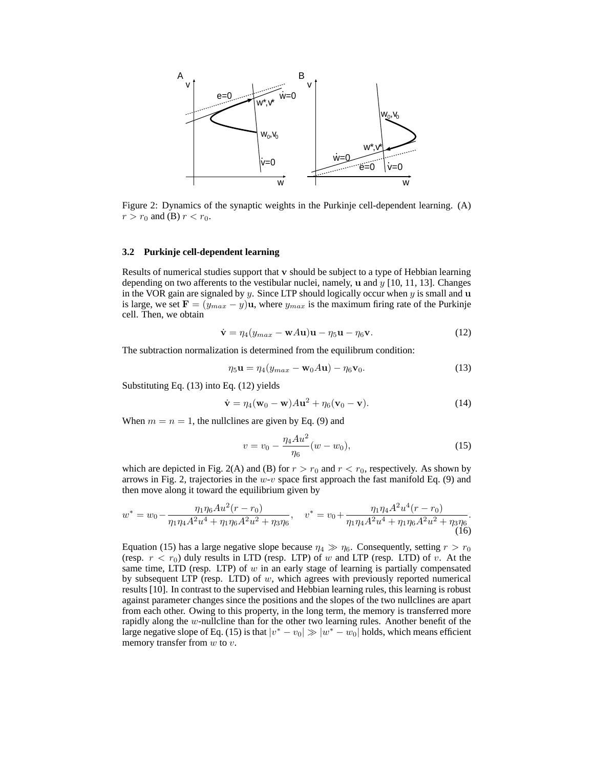Figure 2: Dynamics of the synaptic weights in the Purkinje cell-dependent learning. (A) $r > r_0$ and (B) $r < r_0$.

### 3.2 Purkinje cell-dependent learning

Results of numerical studies support that $\mathbf{v}$ should be subject to a type of Hebbian learning depending on two afferents to the vestibular nuclei, namely, $\mathbf{u}$ and $y$ [10, 11, 13]. Changes in the VOR gain are signaled by $y$. Since LTP should logically occur when $y$ is small and $\mathbf{u}$ is large, we set $\mathbf{F} = (y_{max} - y)\mathbf{u}$, where $y_{max}$ is the maximum firing rate of the Purkinje cell. Then, we obtain

$$\dot{\mathbf{v}} = \eta_4(y_{max} - \mathbf{w}A\mathbf{u})\mathbf{u} - \eta_5\mathbf{u} - \eta_6\mathbf{v}. \tag{12}$$

The subtraction normalization is determined from the equilibrum condition:

$$\eta_5\mathbf{u} = \eta_4(y_{max} - \mathbf{w}_0A\mathbf{u}) - \eta_6\mathbf{v}_0. \tag{13}$$

Substituting Eq. (13) into Eq. (12) yields

$$\dot{\mathbf{v}} = \eta_4(\mathbf{w}_0 - \mathbf{w})A\mathbf{u}^2 + \eta_6(\mathbf{v}_0 - \mathbf{v}). \tag{14}$$

When $m = n = 1$, the nullclines are given by Eq. (9) and

$$v = v_0 - \frac{\eta_4 A u^2}{\eta_6}(w - w_0), \tag{15}$$

which are depicted in Fig. 2(A) and (B) for $r > r_0$ and $r < r_0$, respectively. As shown by arrows in Fig. 2, trajectories in the $w$-$v$ space first approach the fast manifold Eq. (9) and then move along it toward the equilibrium given by

$$w^* = w_0 - \frac{\eta_1\eta_6 A u^2 (r - r_0)}{\eta_1\eta_4 A^2 u^4 + \eta_1\eta_6 A^2 u^2 + \eta_3\eta_6}, \quad v^* = v_0 + \frac{\eta_1\eta_4 A^2 u^4 (r - r_0)}{\eta_1\eta_4 A^2 u^4 + \eta_1\eta_6 A^2 u^2 + \eta_3\eta_6}. \tag{16}$$

Equation (15) has a large negative slope because $\eta_4 \gg \eta_6$. Consequently, setting $r > r_0$ (resp. $r < r_0$) duly results in LTD (resp. LTP) of $w$ and LTP (resp. LTD) of $v$. At the same time, LTD (resp. LTP) of $w$ in an early stage of learning is partially compensated by subsequent LTP (resp. LTD) of $w$, which agrees with previously reported numerical results [10]. In contrast to the supervised and Hebbian learning rules, this learning is robust against parameter changes since the positions and the slopes of the two nullclines are apart from each other. Owing to this property, in the long term, the memory is transferred more rapidly along the $w$-nullcline than for the other two learning rules. Another benefit of the large negative slope of Eq. (15) is that $|v^* - v_0| \gg |w^* - w_0|$ holds, which means efficient memory transfer from $w$ to $v$.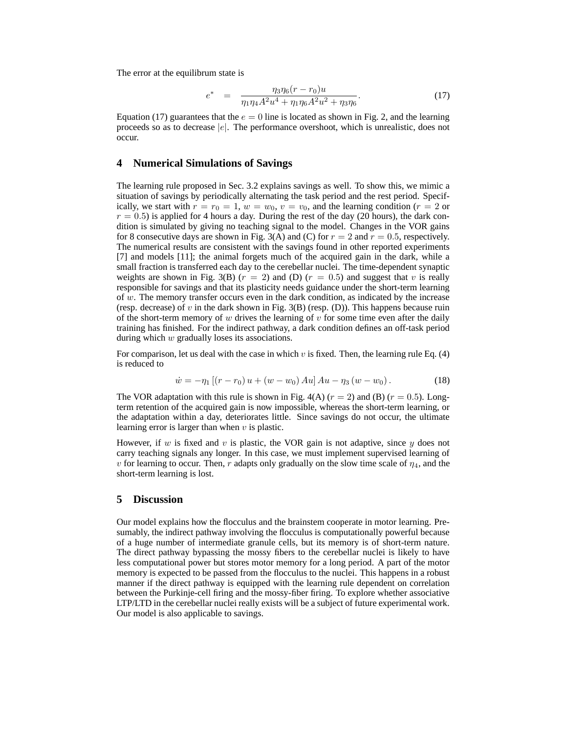The error at the equilibrum state is

$$e^* = \frac{\eta_3 \eta_6 (r - r_0) u}{\eta_1 \eta_4 A^2 u^4 + \eta_1 \eta_6 A^2 u^2 + \eta_3 \eta_6}. \tag{17}$$

Equation (17) guarantees that the $e = 0$ line is located as shown in Fig. 2, and the learning proceeds so as to decrease $|e|$. The performance overshoot, which is unrealistic, does not occur.

## 4 Numerical Simulations of Savings

The learning rule proposed in Sec. 3.2 explains savings as well. To show this, we mimic a situation of savings by periodically alternating the task period and the rest period. Specifically, we start with $r = r_0 = 1$, $w = w_0$, $v = v_0$, and the learning condition ($r = 2$ or $r = 0.5$) is applied for 4 hours a day. During the rest of the day (20 hours), the dark condition is simulated by giving no teaching signal to the model. Changes in the VOR gains for 8 consecutive days are shown in Fig. 3(A) and (C) for $r = 2$ and $r = 0.5$, respectively. The numerical results are consistent with the savings found in other reported experiments [7] and models [11]; the animal forgets much of the acquired gain in the dark, while a small fraction is transferred each day to the cerebellar nuclei. The time-dependent synaptic weights are shown in Fig. 3(B) ($r = 2$) and (D) ($r = 0.5$) and suggest that $v$ is really responsible for savings and that its plasticity needs guidance under the short-term learning of $w$. The memory transfer occurs even in the dark condition, as indicated by the increase (resp. decrease) of $v$ in the dark shown in Fig. 3(B) (resp. (D)). This happens because ruin of the short-term memory of $w$ drives the learning of $v$ for some time even after the daily training has finished. For the indirect pathway, a dark condition defines an off-task period during which $w$ gradually loses its associations.

For comparison, let us deal with the case in which $v$ is fixed. Then, the learning rule Eq. (4) is reduced to

$$\dot{w} = -\eta_1 \left[ (r - r_0) u + (w - w_0) A u \right] A u - \eta_3 (w - w_0). \tag{18}$$

The VOR adaptation with this rule is shown in Fig. 4(A) ($r = 2$) and (B) ($r = 0.5$). Long-term retention of the acquired gain is now impossible, whereas the short-term learning, or the adaptation within a day, deteriorates little. Since savings do not occur, the ultimate learning error is larger than when $v$ is plastic.

However, if $w$ is fixed and $v$ is plastic, the VOR gain is not adaptive, since $y$ does not carry teaching signals any longer. In this case, we must implement supervised learning of $v$ for learning to occur. Then, $r$ adapts only gradually on the slow time scale of $\eta_4$, and the short-term learning is lost.

## 5 Discussion

Our model explains how the flocculus and the brainstem cooperate in motor learning. Presumably, the indirect pathway involving the flocculus is computationally powerful because of a huge number of intermediate granule cells, but its memory is of short-term nature. The direct pathway bypassing the mossy fibers to the cerebellar nuclei is likely to have less computational power but stores motor memory for a long period. A part of the motor memory is expected to be passed from the flocculus to the nuclei. This happens in a robust manner if the direct pathway is equipped with the learning rule dependent on correlation between the Purkinje-cell firing and the mossy-fiber firing. To explore whether associative LTP/LTD in the cerebellar nuclei really exists will be a subject of future experimental work. Our model is also applicable to savings.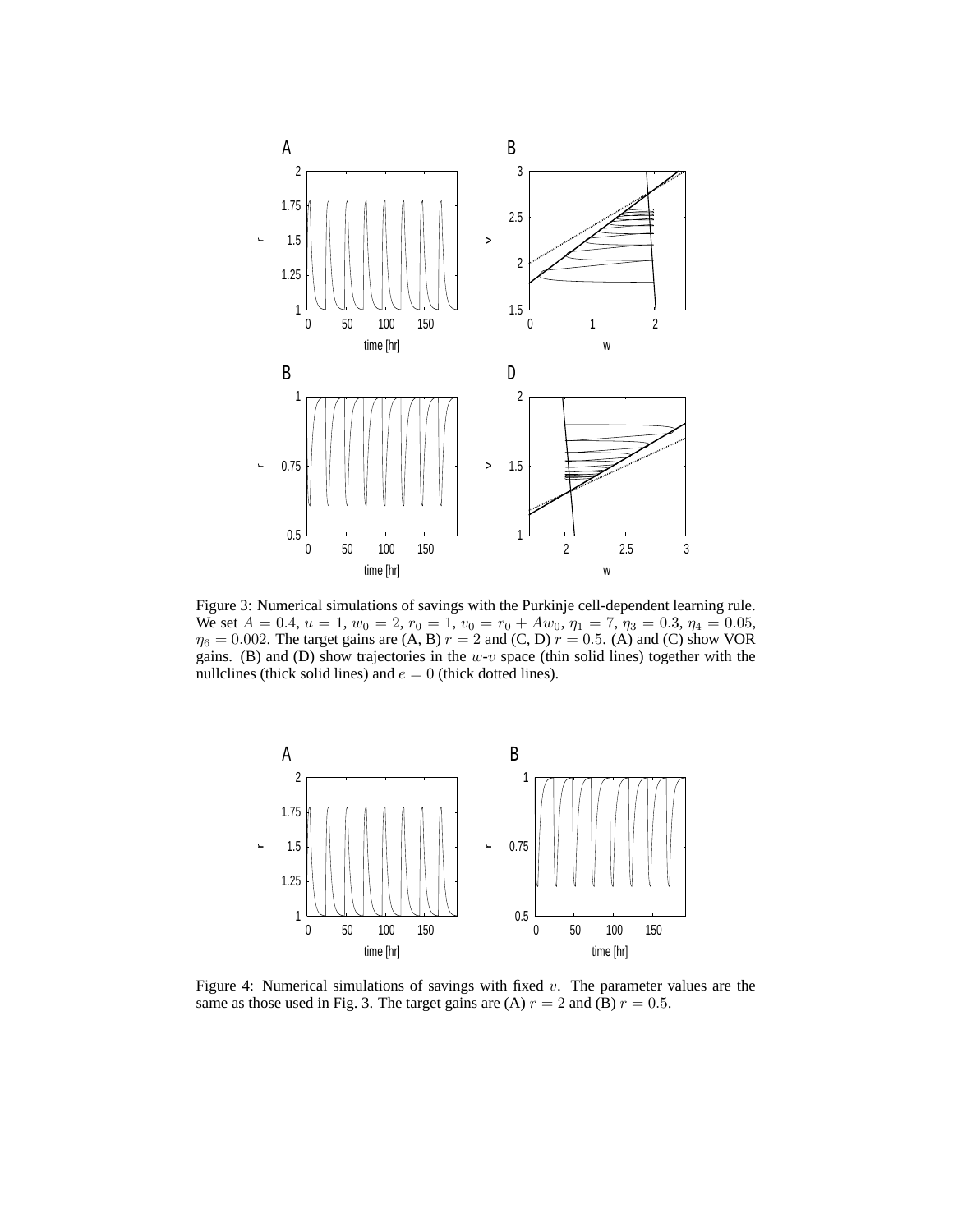Figure 3: Numerical simulations of savings with the Purkinje cell-dependent learning rule. We set $A = 0.4$, $u = 1$, $w_0 = 2$, $r_0 = 1$, $v_0 = r_0 + Aw_0$, $\eta_1 = 7$, $\eta_3 = 0.3$, $\eta_4 = 0.05$, $\eta_6 = 0.002$. The target gains are (A, B) $r = 2$ and (C, D) $r = 0.5$. (A) and (C) show VOR gains. (B) and (D) show trajectories in the $w$-$v$ space (thin solid lines) together with the nullclines (thick solid lines) and $e = 0$ (thick dotted lines).

Figure 4: Numerical simulations of savings with fixed $v$. The parameter values are the same as those used in Fig. 3. The target gains are (A) $r = 2$ and (B) $r = 0.5$.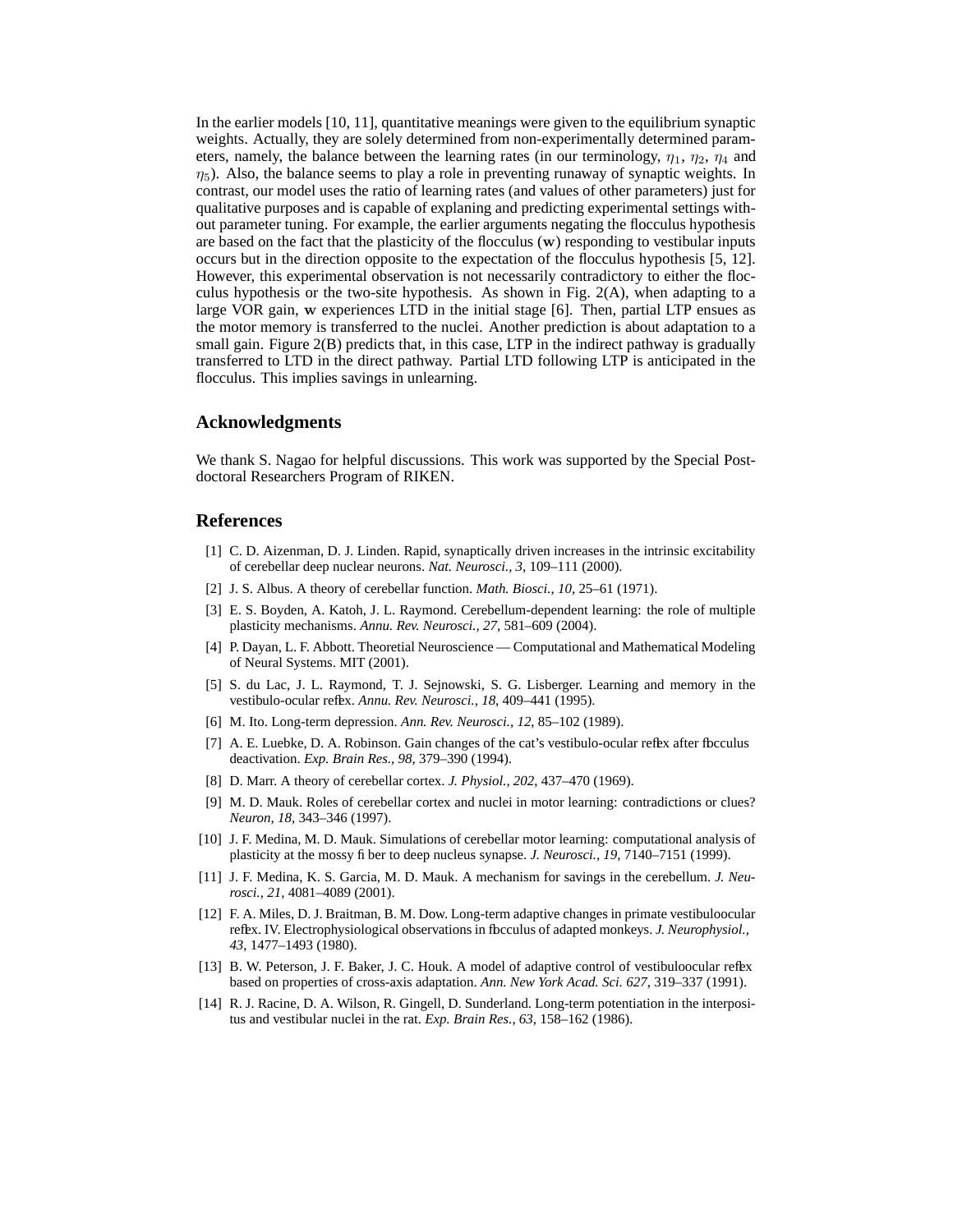In the earlier models [10, 11], quantitative meanings were given to the equilibrium synaptic weights. Actually, they are solely determined from non-experimentally determined parameters, namely, the balance between the learning rates (in our terminology, $\eta_1$, $\eta_2$, $\eta_4$ and $\eta_5$). Also, the balance seems to play a role in preventing runaway of synaptic weights. In contrast, our model uses the ratio of learning rates (and values of other parameters) just for qualitative purposes and is capable of explaning and predicting experimental settings without parameter tuning. For example, the earlier arguments negating the flocculus hypothesis are based on the fact that the plasticity of the flocculus ($\mathbf{w}$) responding to vestibular inputs occurs but in the direction opposite to the expectation of the flocculus hypothesis [5, 12]. However, this experimental observation is not necessarily contradictory to either the flocculus hypothesis or the two-site hypothesis. As shown in Fig. 2(A), when adapting to a large VOR gain, $\mathbf{w}$ experiences LTD in the initial stage [6]. Then, partial LTP ensues as the motor memory is transferred to the nuclei. Another prediction is about adaptation to a small gain. Figure 2(B) predicts that, in this case, LTP in the indirect pathway is gradually transferred to LTD in the direct pathway. Partial LTD following LTP is anticipated in the flocculus. This implies savings in unlearning.

## Acknowledgments

We thank S. Nagao for helpful discussions. This work was supported by the Special Postdoctoral Researchers Program of RIKEN.

## References

[1] C. D. Aizenman, D. J. Linden. Rapid, synaptically driven increases in the intrinsic excitability of cerebellar deep nuclear neurons. *Nat. Neurosci., 3*, 109–111 (2000).

[2] J. S. Albus. A theory of cerebellar function. *Math. Biosci., 10*, 25–61 (1971).

[3] E. S. Boyden, A. Katoh, J. L. Raymond. Cerebellum-dependent learning: the role of multiple plasticity mechanisms. *Annu. Rev. Neurosci., 27*, 581–609 (2004).

[4] P. Dayan, L. F. Abbott. Theoretial Neuroscience — Computational and Mathematical Modeling of Neural Systems. MIT (2001).

[5] S. du Lac, J. L. Raymond, T. J. Sejnowski, S. G. Lisberger. Learning and memory in the vestibulo-ocular reflex. *Annu. Rev. Neurosci., 18*, 409–441 (1995).

[6] M. Ito. Long-term depression. *Ann. Rev. Neurosci., 12*, 85–102 (1989).

[7] A. E. Luebke, D. A. Robinson. Gain changes of the cat's vestibulo-ocular reflex after flocculus deactivation. *Exp. Brain Res., 98*, 379–390 (1994).

[8] D. Marr. A theory of cerebellar cortex. *J. Physiol., 202*, 437–470 (1969).

[9] M. D. Mauk. Roles of cerebellar cortex and nuclei in motor learning: contradictions or clues? *Neuron, 18*, 343–346 (1997).

[10] J. F. Medina, M. D. Mauk. Simulations of cerebellar motor learning: computational analysis of plasticity at the mossy fiber to deep nucleus synapse. *J. Neurosci., 19*, 7140–7151 (1999).

[11] J. F. Medina, K. S. Garcia, M. D. Mauk. A mechanism for savings in the cerebellum. *J. Neurosci., 21*, 4081–4089 (2001).

[12] F. A. Miles, D. J. Braitman, B. M. Dow. Long-term adaptive changes in primate vestibuloocular reflex. IV. Electrophysiological observations in flocculus of adapted monkeys. *J. Neurophysiol., 43*, 1477–1493 (1980).

[13] B. W. Peterson, J. F. Baker, J. C. Houk. A model of adaptive control of vestibuloocular reflex based on properties of cross-axis adaptation. *Ann. New York Acad. Sci. 627*, 319–337 (1991).

[14] R. J. Racine, D. A. Wilson, R. Gingell, D. Sunderland. Long-term potentiation in the interpositus and vestibular nuclei in the rat. *Exp. Brain Res., 63*, 158–162 (1986).